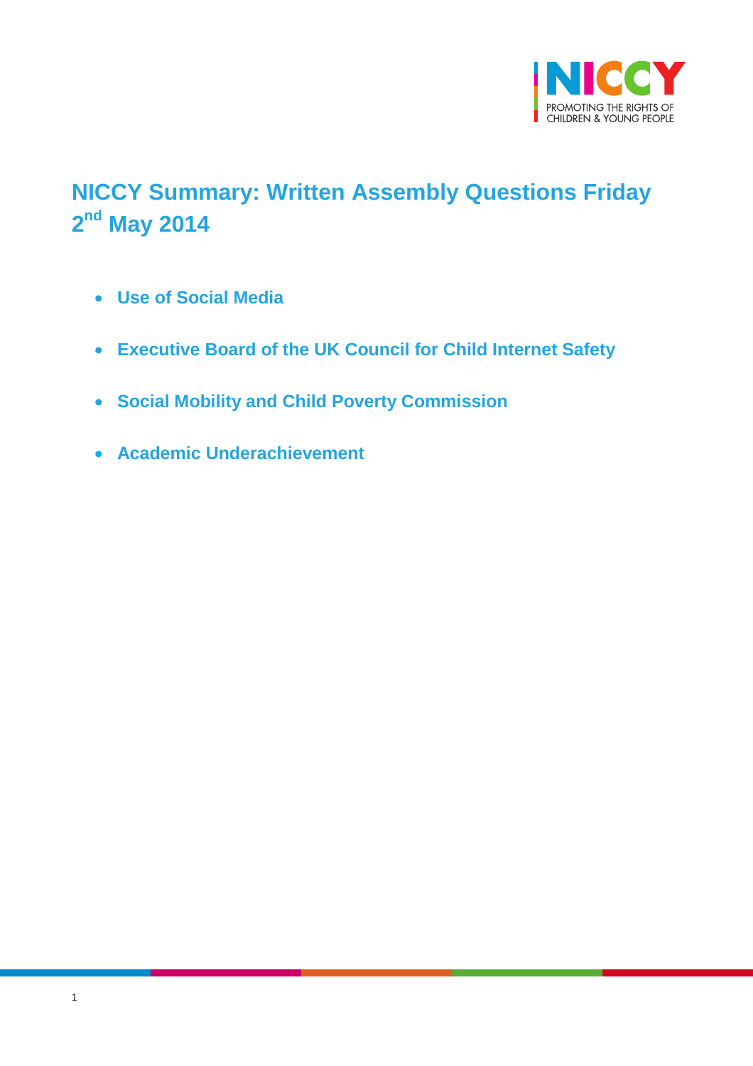# NICCY Summary: Written Assembly Questions Friday 2nd May 2014

- **Use of Social Media**
- **Executive Board of the UK Council for Child Internet Safety**
- **Social Mobility and Child Poverty Commission**
- **Academic Underachievement**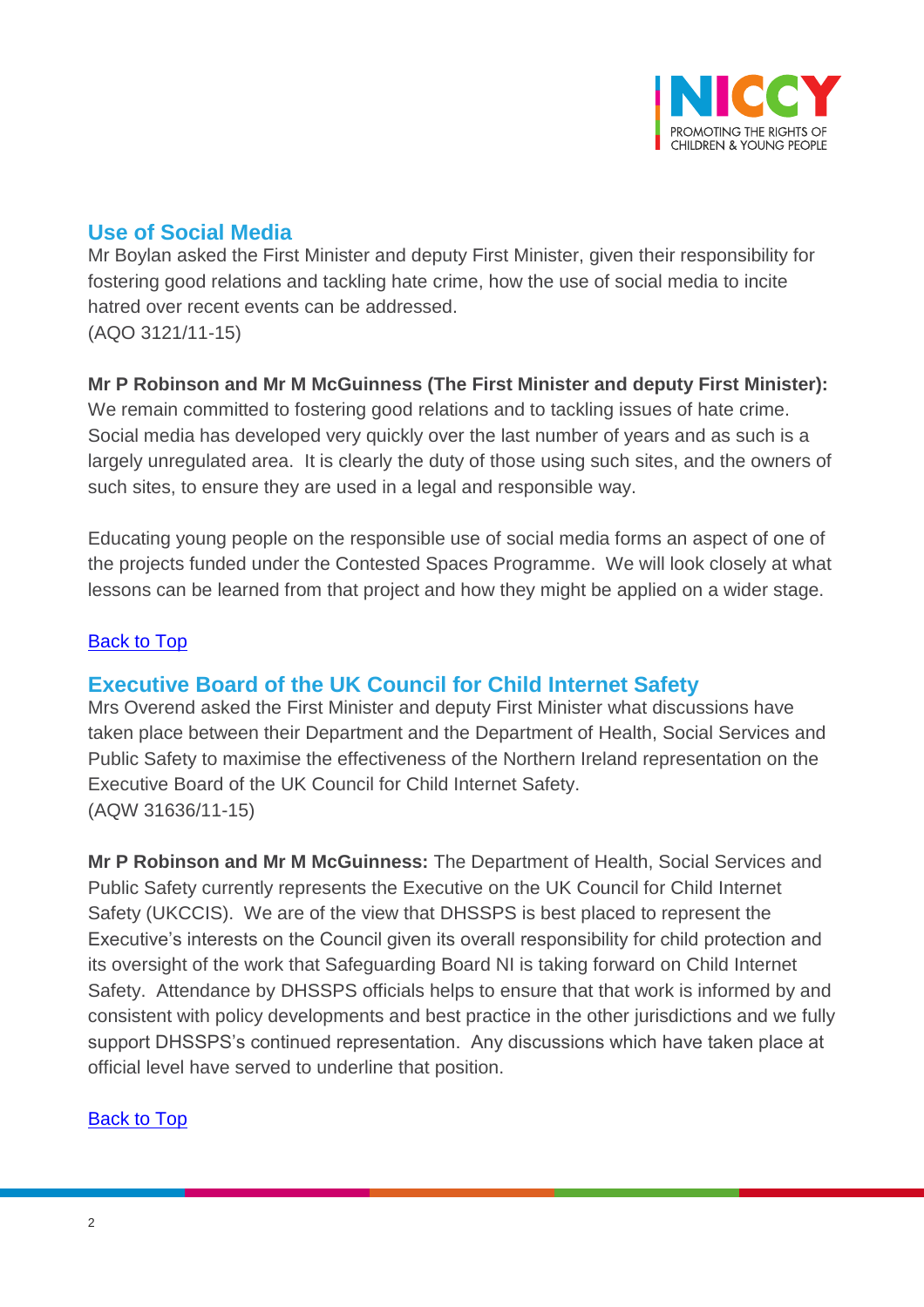## Use of Social Media

Mr Boylan asked the First Minister and deputy First Minister, given their responsibility for fostering good relations and tackling hate crime, how the use of social media to incite hatred over recent events can be addressed.
(AQO 3121/11-15)

**Mr P Robinson and Mr M McGuinness (The First Minister and deputy First Minister):** We remain committed to fostering good relations and to tackling issues of hate crime. Social media has developed very quickly over the last number of years and as such is a largely unregulated area. It is clearly the duty of those using such sites, and the owners of such sites, to ensure they are used in a legal and responsible way.

Educating young people on the responsible use of social media forms an aspect of one of the projects funded under the Contested Spaces Programme. We will look closely at what lessons can be learned from that project and how they might be applied on a wider stage.

Back to Top

## Executive Board of the UK Council for Child Internet Safety

Mrs Overend asked the First Minister and deputy First Minister what discussions have taken place between their Department and the Department of Health, Social Services and Public Safety to maximise the effectiveness of the Northern Ireland representation on the Executive Board of the UK Council for Child Internet Safety.
(AQW 31636/11-15)

**Mr P Robinson and Mr M McGuinness:** The Department of Health, Social Services and Public Safety currently represents the Executive on the UK Council for Child Internet Safety (UKCCIS). We are of the view that DHSSPS is best placed to represent the Executive's interests on the Council given its overall responsibility for child protection and its oversight of the work that Safeguarding Board NI is taking forward on Child Internet Safety. Attendance by DHSSPS officials helps to ensure that that work is informed by and consistent with policy developments and best practice in the other jurisdictions and we fully support DHSSPS's continued representation. Any discussions which have taken place at official level have served to underline that position.

Back to Top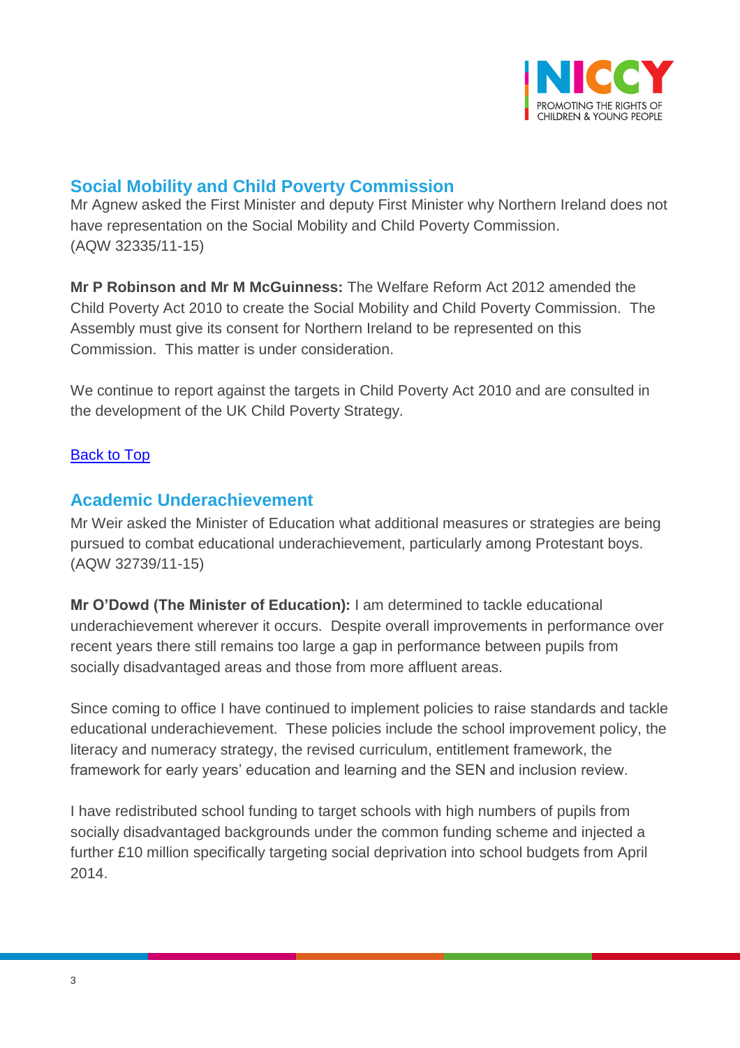## Social Mobility and Child Poverty Commission

Mr Agnew asked the First Minister and deputy First Minister why Northern Ireland does not have representation on the Social Mobility and Child Poverty Commission. (AQW 32335/11-15)

**Mr P Robinson and Mr M McGuinness:** The Welfare Reform Act 2012 amended the Child Poverty Act 2010 to create the Social Mobility and Child Poverty Commission. The Assembly must give its consent for Northern Ireland to be represented on this Commission. This matter is under consideration.

We continue to report against the targets in Child Poverty Act 2010 and are consulted in the development of the UK Child Poverty Strategy.

Back to Top

## Academic Underachievement

Mr Weir asked the Minister of Education what additional measures or strategies are being pursued to combat educational underachievement, particularly among Protestant boys. (AQW 32739/11-15)

**Mr O'Dowd (The Minister of Education):** I am determined to tackle educational underachievement wherever it occurs. Despite overall improvements in performance over recent years there still remains too large a gap in performance between pupils from socially disadvantaged areas and those from more affluent areas.

Since coming to office I have continued to implement policies to raise standards and tackle educational underachievement. These policies include the school improvement policy, the literacy and numeracy strategy, the revised curriculum, entitlement framework, the framework for early years' education and learning and the SEN and inclusion review.

I have redistributed school funding to target schools with high numbers of pupils from socially disadvantaged backgrounds under the common funding scheme and injected a further £10 million specifically targeting social deprivation into school budgets from April 2014.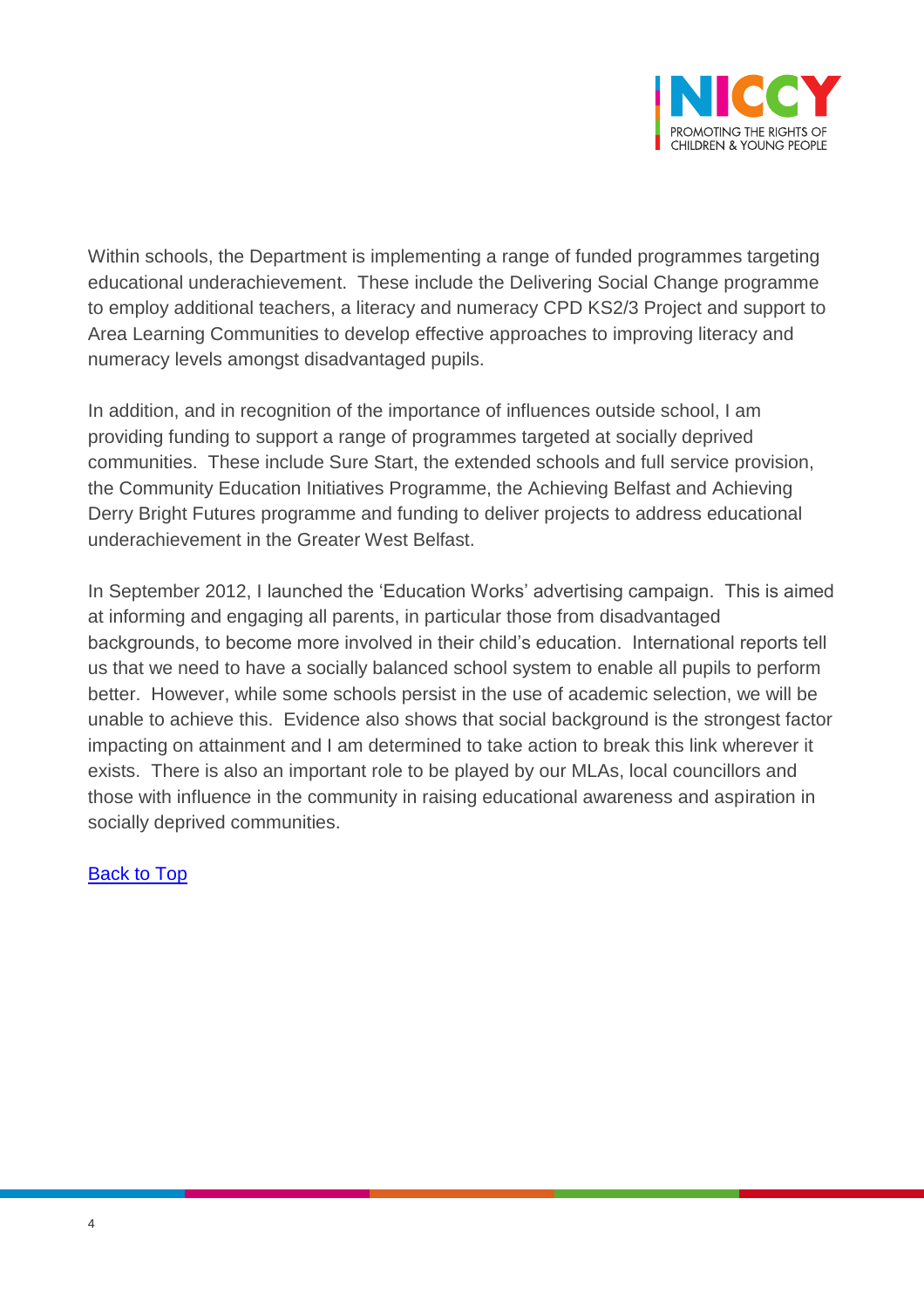Within schools, the Department is implementing a range of funded programmes targeting educational underachievement. These include the Delivering Social Change programme to employ additional teachers, a literacy and numeracy CPD KS2/3 Project and support to Area Learning Communities to develop effective approaches to improving literacy and numeracy levels amongst disadvantaged pupils.

In addition, and in recognition of the importance of influences outside school, I am providing funding to support a range of programmes targeted at socially deprived communities. These include Sure Start, the extended schools and full service provision, the Community Education Initiatives Programme, the Achieving Belfast and Achieving Derry Bright Futures programme and funding to deliver projects to address educational underachievement in the Greater West Belfast.

In September 2012, I launched the 'Education Works' advertising campaign. This is aimed at informing and engaging all parents, in particular those from disadvantaged backgrounds, to become more involved in their child's education. International reports tell us that we need to have a socially balanced school system to enable all pupils to perform better. However, while some schools persist in the use of academic selection, we will be unable to achieve this. Evidence also shows that social background is the strongest factor impacting on attainment and I am determined to take action to break this link wherever it exists. There is also an important role to be played by our MLAs, local councillors and those with influence in the community in raising educational awareness and aspiration in socially deprived communities.

Back to Top